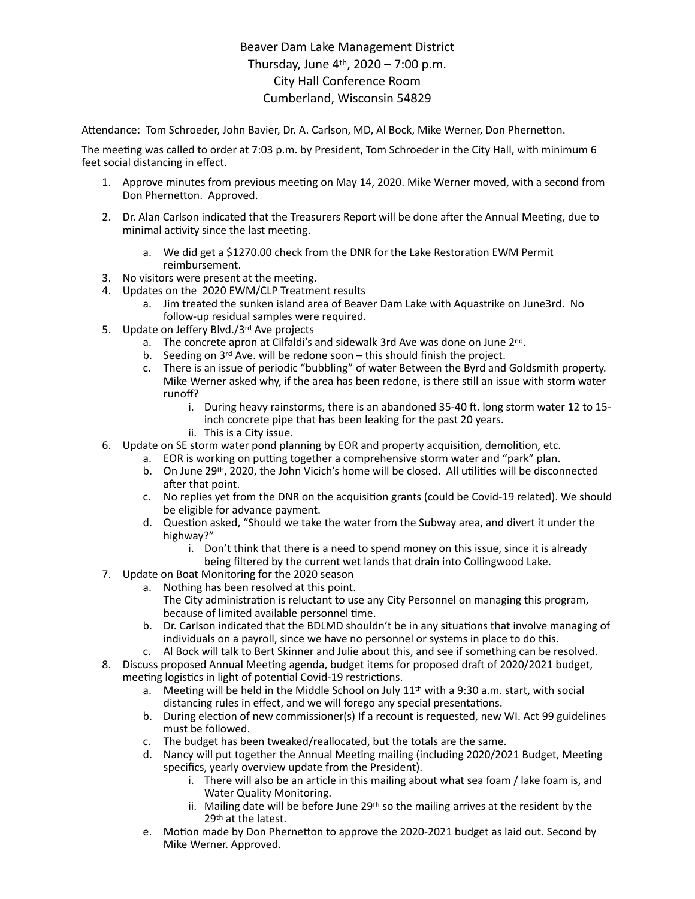Beaver Dam Lake Management District
Thursday, June 4th, 2020 – 7:00 p.m.
City Hall Conference Room
Cumberland, Wisconsin 54829

Attendance: Tom Schroeder, John Bavier, Dr. A. Carlson, MD, Al Bock, Mike Werner, Don Phernetton.

The meeting was called to order at 7:03 p.m. by President, Tom Schroeder in the City Hall, with minimum 6 feet social distancing in effect.

1. Approve minutes from previous meeting on May 14, 2020. Mike Werner moved, with a second from Don Phernetton. Approved.
2. Dr. Alan Carlson indicated that the Treasurers Report will be done after the Annual Meeting, due to minimal activity since the last meeting.
   a. We did get a $1270.00 check from the DNR for the Lake Restoration EWM Permit reimbursement.
3. No visitors were present at the meeting.
4. Updates on the 2020 EWM/CLP Treatment results
   a. Jim treated the sunken island area of Beaver Dam Lake with Aquastrike on June3rd. No follow-up residual samples were required.
5. Update on Jeffery Blvd./3rd Ave projects
   a. The concrete apron at Cilfaldi's and sidewalk 3rd Ave was done on June 2nd.
   b. Seeding on 3rd Ave. will be redone soon – this should finish the project.
   c. There is an issue of periodic "bubbling" of water Between the Byrd and Goldsmith property. Mike Werner asked why, if the area has been redone, is there still an issue with storm water runoff?
      i. During heavy rainstorms, there is an abandoned 35-40 ft. long storm water 12 to 15-inch concrete pipe that has been leaking for the past 20 years.
      ii. This is a City issue.
6. Update on SE storm water pond planning by EOR and property acquisition, demolition, etc.
   a. EOR is working on putting together a comprehensive storm water and "park" plan.
   b. On June 29th, 2020, the John Vicich's home will be closed. All utilities will be disconnected after that point.
   c. No replies yet from the DNR on the acquisition grants (could be Covid-19 related). We should be eligible for advance payment.
   d. Question asked, "Should we take the water from the Subway area, and divert it under the highway?"
      i. Don't think that there is a need to spend money on this issue, since it is already being filtered by the current wet lands that drain into Collingwood Lake.
7. Update on Boat Monitoring for the 2020 season
   a. Nothing has been resolved at this point.
      The City administration is reluctant to use any City Personnel on managing this program, because of limited available personnel time.
   b. Dr. Carlson indicated that the BDLMD shouldn't be in any situations that involve managing of individuals on a payroll, since we have no personnel or systems in place to do this.
   c. Al Bock will talk to Bert Skinner and Julie about this, and see if something can be resolved.
8. Discuss proposed Annual Meeting agenda, budget items for proposed draft of 2020/2021 budget, meeting logistics in light of potential Covid-19 restrictions.
   a. Meeting will be held in the Middle School on July 11th with a 9:30 a.m. start, with social distancing rules in effect, and we will forego any special presentations.
   b. During election of new commissioner(s) If a recount is requested, new WI. Act 99 guidelines must be followed.
   c. The budget has been tweaked/reallocated, but the totals are the same.
   d. Nancy will put together the Annual Meeting mailing (including 2020/2021 Budget, Meeting specifics, yearly overview update from the President).
      i. There will also be an article in this mailing about what sea foam / lake foam is, and Water Quality Monitoring.
      ii. Mailing date will be before June 29th so the mailing arrives at the resident by the 29th at the latest.
   e. Motion made by Don Phernetton to approve the 2020-2021 budget as laid out. Second by Mike Werner. Approved.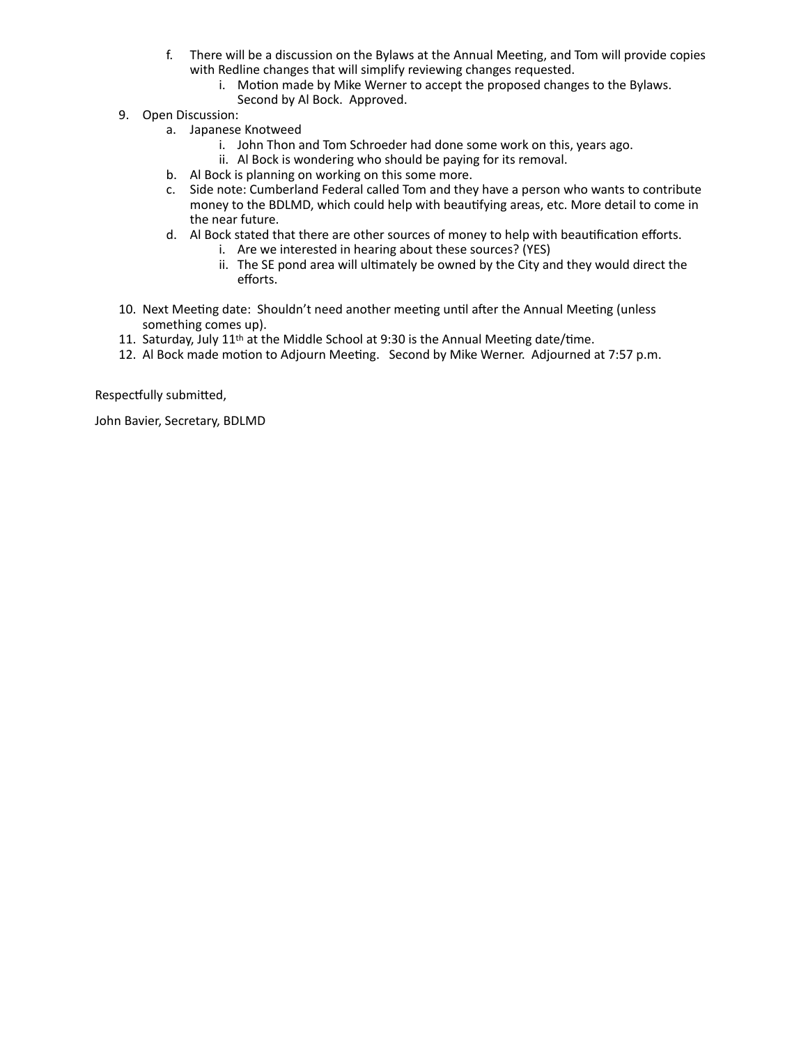f. There will be a discussion on the Bylaws at the Annual Meeting, and Tom will provide copies with Redline changes that will simplify reviewing changes requested.
      i. Motion made by Mike Werner to accept the proposed changes to the Bylaws. Second by Al Bock. Approved.

9. Open Discussion:
   a. Japanese Knotweed
      i. John Thon and Tom Schroeder had done some work on this, years ago.
      ii. Al Bock is wondering who should be paying for its removal.
   b. Al Bock is planning on working on this some more.
   c. Side note: Cumberland Federal called Tom and they have a person who wants to contribute money to the BDLMD, which could help with beautifying areas, etc. More detail to come in the near future.
   d. Al Bock stated that there are other sources of money to help with beautification efforts.
      i. Are we interested in hearing about these sources? (YES)
      ii. The SE pond area will ultimately be owned by the City and they would direct the efforts.

10. Next Meeting date: Shouldn't need another meeting until after the Annual Meeting (unless something comes up).
11. Saturday, July 11th at the Middle School at 9:30 is the Annual Meeting date/time.
12. Al Bock made motion to Adjourn Meeting. Second by Mike Werner. Adjourned at 7:57 p.m.

Respectfully submitted,

John Bavier, Secretary, BDLMD